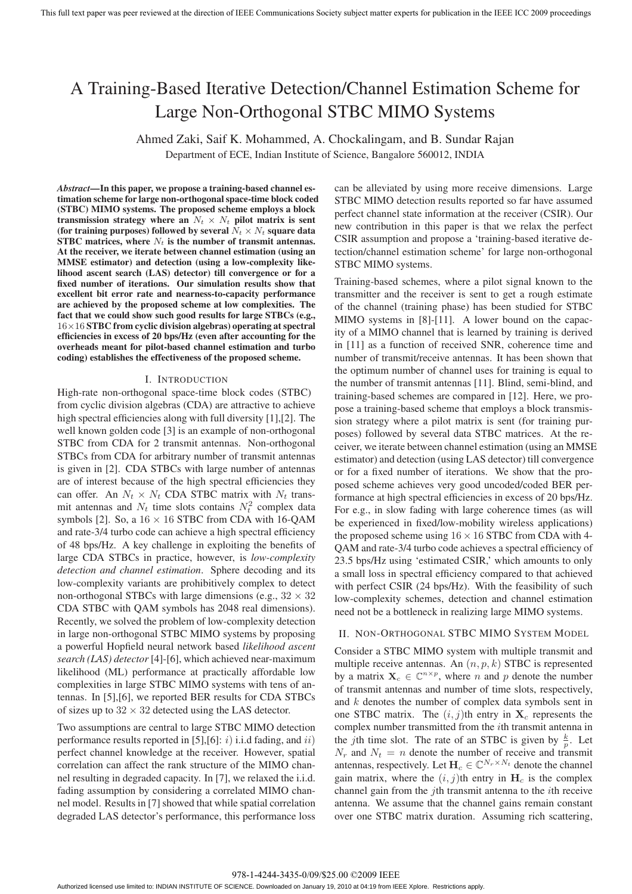# A Training-Based Iterative Detection/Channel Estimation Scheme for Large Non-Orthogonal STBC MIMO Systems

Ahmed Zaki, Saif K. Mohammed, A. Chockalingam, and B. Sundar Rajan

Department of ECE, Indian Institute of Science, Bangalore 560012, INDIA

***Abstract*—In this paper, we propose a training-based channel estimation scheme for large non-orthogonal space-time block coded (STBC) MIMO systems. The proposed scheme employs a block transmission strategy where an $N_t \times N_t$ pilot matrix is sent (for training purposes) followed by several $N_t \times N_t$ square data STBC matrices, where $N_t$ is the number of transmit antennas. At the receiver, we iterate between channel estimation (using an MMSE estimator) and detection (using a low-complexity likelihood ascent search (LAS) detector) till convergence or for a fixed number of iterations. Our simulation results show that excellent bit error rate and nearness-to-capacity performance are achieved by the proposed scheme at low complexities. The fact that we could show such good results for large STBCs (e.g., $16\times16$ STBC from cyclic division algebras) operating at spectral efficiencies in excess of 20 bps/Hz (even after accounting for the overheads meant for pilot-based channel estimation and turbo coding) establishes the effectiveness of the proposed scheme.**

## I. Introduction

High-rate non-orthogonal space-time block codes (STBC) from cyclic division algebras (CDA) are attractive to achieve high spectral efficiencies along with full diversity [1],[2]. The well known golden code [3] is an example of non-orthogonal STBC from CDA for 2 transmit antennas. Non-orthogonal STBCs from CDA for arbitrary number of transmit antennas is given in [2]. CDA STBCs with large number of antennas are of interest because of the high spectral efficiencies they can offer. An $N_t \times N_t$ CDA STBC matrix with $N_t$ transmit antennas and $N_t$ time slots contains $N_t^2$ complex data symbols [2]. So, a $16 \times 16$ STBC from CDA with 16-QAM and rate-3/4 turbo code can achieve a high spectral efficiency of 48 bps/Hz. A key challenge in exploiting the benefits of large CDA STBCs in practice, however, is *low-complexity detection and channel estimation*. Sphere decoding and its low-complexity variants are prohibitively complex to detect non-orthogonal STBCs with large dimensions (e.g., $32 \times 32$ CDA STBC with QAM symbols has 2048 real dimensions). Recently, we solved the problem of low-complexity detection in large non-orthogonal STBC MIMO systems by proposing a powerful Hopfield neural network based *likelihood ascent search (LAS) detector* [4]-[6], which achieved near-maximum likelihood (ML) performance at practically affordable low complexities in large STBC MIMO systems with tens of antennas. In [5],[6], we reported BER results for CDA STBCs of sizes up to $32 \times 32$ detected using the LAS detector.

Two assumptions are central to large STBC MIMO detection performance results reported in [5],[6]: *i)* i.i.d fading, and *ii)* perfect channel knowledge at the receiver. However, spatial correlation can affect the rank structure of the MIMO channel resulting in degraded capacity. In [7], we relaxed the i.i.d. fading assumption by considering a correlated MIMO channel model. Results in [7] showed that while spatial correlation degraded LAS detector's performance, this performance loss can be alleviated by using more receive dimensions. Large STBC MIMO detection results reported so far have assumed perfect channel state information at the receiver (CSIR). Our new contribution in this paper is that we relax the perfect CSIR assumption and propose a 'training-based iterative detection/channel estimation scheme' for large non-orthogonal STBC MIMO systems.

Training-based schemes, where a pilot signal known to the transmitter and the receiver is sent to get a rough estimate of the channel (training phase) has been studied for STBC MIMO systems in [8]-[11]. A lower bound on the capacity of a MIMO channel that is learned by training is derived in [11] as a function of received SNR, coherence time and number of transmit/receive antennas. It has been shown that the optimum number of channel uses for training is equal to the number of transmit antennas [11]. Blind, semi-blind, and training-based schemes are compared in [12]. Here, we propose a training-based scheme that employs a block transmission strategy where a pilot matrix is sent (for training purposes) followed by several data STBC matrices. At the receiver, we iterate between channel estimation (using an MMSE estimator) and detection (using LAS detector) till convergence or for a fixed number of iterations. We show that the proposed scheme achieves very good uncoded/coded BER performance at high spectral efficiencies in excess of 20 bps/Hz. For e.g., in slow fading with large coherence times (as will be experienced in fixed/low-mobility wireless applications) the proposed scheme using $16 \times 16$ STBC from CDA with 4-QAM and rate-3/4 turbo code achieves a spectral efficiency of 23.5 bps/Hz using 'estimated CSIR,' which amounts to only a small loss in spectral efficiency compared to that achieved with perfect CSIR (24 bps/Hz). With the feasibility of such low-complexity schemes, detection and channel estimation need not be a bottleneck in realizing large MIMO systems.

## II. Non-Orthogonal STBC MIMO System Model

Consider a STBC MIMO system with multiple transmit and multiple receive antennas. An $(n, p, k)$ STBC is represented by a matrix $\mathbf{X}_c \in \mathbb{C}^{n\times p}$, where $n$ and $p$ denote the number of transmit antennas and number of time slots, respectively, and $k$ denotes the number of complex data symbols sent in one STBC matrix. The $(i, j)$th entry in $\mathbf{X}_c$ represents the complex number transmitted from the $i$th transmit antenna in the $j$th time slot. The rate of an STBC is given by $\frac{k}{p}$. Let $N_r$ and $N_t = n$ denote the number of receive and transmit antennas, respectively. Let $\mathbf{H}_c \in \mathbb{C}^{N_r\times N_t}$ denote the channel gain matrix, where the $(i, j)$th entry in $\mathbf{H}_c$ is the complex channel gain from the $j$th transmit antenna to the $i$th receive antenna. We assume that the channel gains remain constant over one STBC matrix duration. Assuming rich scattering,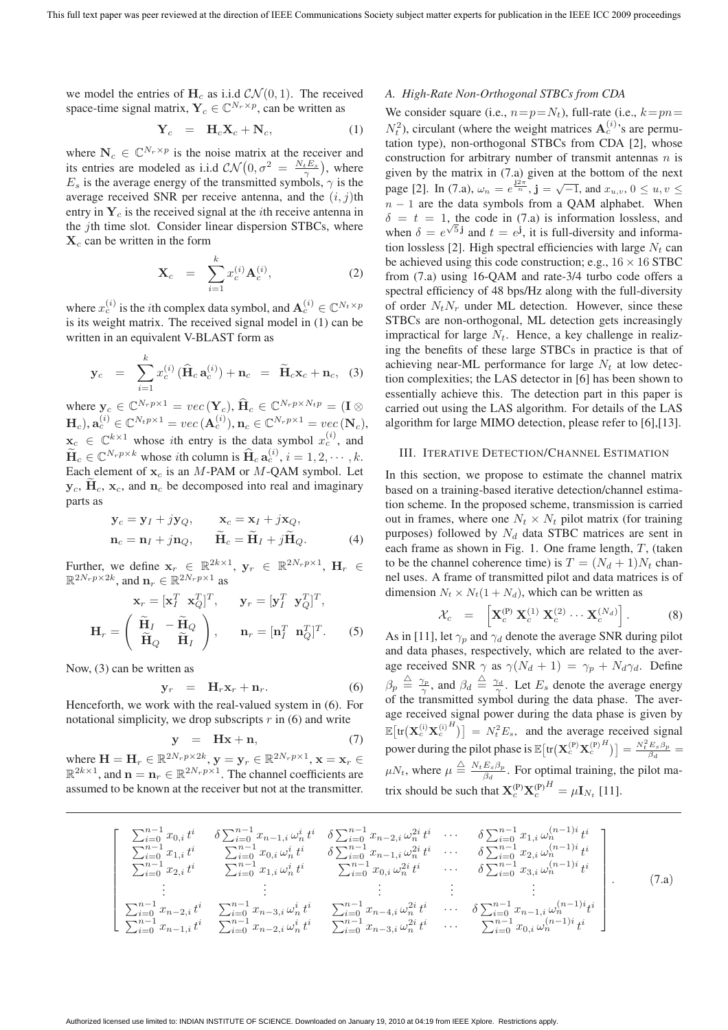we model the entries of $\mathbf{H}_c$ as i.i.d $\mathcal{CN}(0,1)$. The received space-time signal matrix, $\mathbf{Y}_c \in \mathbb{C}^{N_r \times p}$, can be written as

$$\mathbf{Y}_c = \mathbf{H}_c \mathbf{X}_c + \mathbf{N}_c, \quad (1)$$

where $\mathbf{N}_c \in \mathbb{C}^{N_r \times p}$ is the noise matrix at the receiver and its entries are modeled as i.i.d $\mathcal{CN}\big(0, \sigma^2 = \frac{N_t E_s}{\gamma}\big)$, where $E_s$ is the average energy of the transmitted symbols, $\gamma$ is the average received SNR per receive antenna, and the $(i,j)$th entry in $\mathbf{Y}_c$ is the received signal at the $i$th receive antenna in the $j$th time slot. Consider linear dispersion STBCs, where $\mathbf{X}_c$ can be written in the form

$$\mathbf{X}_c = \sum_{i=1}^{k} x_c^{(i)} \mathbf{A}_c^{(i)}, \quad (2)$$

where $x_c^{(i)}$ is the $i$th complex data symbol, and $\mathbf{A}_c^{(i)} \in \mathbb{C}^{N_t \times p}$ is its weight matrix. The received signal model in (1) can be written in an equivalent V-BLAST form as

$$\mathbf{y}_c = \sum_{i=1}^{k} x_c^{(i)} \, (\widehat{\mathbf{H}}_c \, \mathbf{a}_c^{(i)}) + \mathbf{n}_c = \widetilde{\mathbf{H}}_c \mathbf{x}_c + \mathbf{n}_c, \quad (3)$$

where $\mathbf{y}_c \in \mathbb{C}^{N_r p \times 1} = vec\,(\mathbf{Y}_c)$, $\widehat{\mathbf{H}}_c \in \mathbb{C}^{N_r p \times N_t p} = (\mathbf{I} \otimes \mathbf{H}_c)$, $\mathbf{a}_c^{(i)} \in \mathbb{C}^{N_t p \times 1} = vec\,(\mathbf{A}_c^{(i)})$, $\mathbf{n}_c \in \mathbb{C}^{N_r p \times 1} = vec\,(\mathbf{N}_c)$, $\mathbf{x}_c \in \mathbb{C}^{k \times 1}$ whose $i$th entry is the data symbol $x_c^{(i)}$, and $\widetilde{\mathbf{H}}_c \in \mathbb{C}^{N_r p \times k}$ whose $i$th column is $\widehat{\mathbf{H}}_c \, \mathbf{a}_c^{(i)}$, $i = 1, 2, \cdots, k$. Each element of $\mathbf{x}_c$ is an $M$-PAM or $M$-QAM symbol. Let $\mathbf{y}_c$, $\widetilde{\mathbf{H}}_c$, $\mathbf{x}_c$, and $\mathbf{n}_c$ be decomposed into real and imaginary parts as

$$\mathbf{y}_c = \mathbf{y}_I + j\mathbf{y}_Q, \qquad \mathbf{x}_c = \mathbf{x}_I + j\mathbf{x}_Q,$$
$$\mathbf{n}_c = \mathbf{n}_I + j\mathbf{n}_Q, \qquad \widetilde{\mathbf{H}}_c = \widetilde{\mathbf{H}}_I + j\widetilde{\mathbf{H}}_Q. \quad (4)$$

Further, we define $\mathbf{x}_r \in \mathbb{R}^{2k \times 1}$, $\mathbf{y}_r \in \mathbb{R}^{2N_r p \times 1}$, $\mathbf{H}_r \in \mathbb{R}^{2N_r p \times 2k}$, and $\mathbf{n}_r \in \mathbb{R}^{2N_r p \times 1}$ as

$$\mathbf{x}_r = [\mathbf{x}_I^T \;\; \mathbf{x}_Q^T]^T, \qquad \mathbf{y}_r = [\mathbf{y}_I^T \;\; \mathbf{y}_Q^T]^T,$$
$$\mathbf{H}_r = \left( \begin{array}{cc} \widetilde{\mathbf{H}}_I & -\widetilde{\mathbf{H}}_Q \\ \widetilde{\mathbf{H}}_Q & \widetilde{\mathbf{H}}_I \end{array} \right), \qquad \mathbf{n}_r = [\mathbf{n}_I^T \;\; \mathbf{n}_Q^T]^T. \quad (5)$$

Now, (3) can be written as

$$\mathbf{y}_r = \mathbf{H}_r \mathbf{x}_r + \mathbf{n}_r. \quad (6)$$

Henceforth, we work with the real-valued system in (6). For notational simplicity, we drop subscripts $r$ in (6) and write

$$\mathbf{y} = \mathbf{H}\mathbf{x} + \mathbf{n}, \quad (7)$$

where $\mathbf{H} = \mathbf{H}_r \in \mathbb{R}^{2N_r p \times 2k}$, $\mathbf{y} = \mathbf{y}_r \in \mathbb{R}^{2N_r p \times 1}$, $\mathbf{x} = \mathbf{x}_r \in \mathbb{R}^{2k \times 1}$, and $\mathbf{n} = \mathbf{n}_r \in \mathbb{R}^{2N_r p \times 1}$. The channel coefficients are assumed to be known at the receiver but not at the transmitter.

### *A. High-Rate Non-Orthogonal STBCs from CDA*

We consider square (i.e., $n = p = N_t$), full-rate (i.e., $k = pn = N_t^2$), circulant (where the weight matrices $\mathbf{A}_c^{(i)}$'s are permutation type), non-orthogonal STBCs from CDA [2], whose construction for arbitrary number of transmit antennas $n$ is given by the matrix in (7.a) given at the bottom of the next page [2]. In (7.a), $\omega_n = e^{\frac{\mathbf{j}2\pi}{n}}$, $\mathbf{j} = \sqrt{-1}$, and $x_{u,v}$, $0 \leq u, v \leq n-1$ are the data symbols from a QAM alphabet. When $\delta = t = 1$, the code in (7.a) is information lossless, and when $\delta = e^{\sqrt{5}\mathbf{j}}$ and $t = e^{\mathbf{j}}$, it is full-diversity and information lossless [2]. High spectral efficiencies with large $N_t$ can be achieved using this code construction; e.g., $16 \times 16$ STBC from (7.a) using 16-QAM and rate-3/4 turbo code offers a spectral efficiency of 48 bps/Hz along with the full-diversity of order $N_t N_r$ under ML detection. However, since these STBCs are non-orthogonal, ML detection gets increasingly impractical for large $N_t$. Hence, a key challenge in realizing the benefits of these large STBCs in practice is that of achieving near-ML performance for large $N_t$ at low detection complexities; the LAS detector in [6] has been shown to essentially achieve this. The detection part in this paper is carried out using the LAS algorithm. For details of the LAS algorithm for large MIMO detection, please refer to [6],[13].

## III. Iterative Detection/Channel Estimation

In this section, we propose to estimate the channel matrix based on a training-based iterative detection/channel estimation scheme. In the proposed scheme, transmission is carried out in frames, where one $N_t \times N_t$ pilot matrix (for training purposes) followed by $N_d$ data STBC matrices are sent in each frame as shown in Fig. 1. One frame length, $T$, (taken to be the channel coherence time) is $T = (N_d + 1)N_t$ channel uses. A frame of transmitted pilot and data matrices is of dimension $N_t \times N_t(1 + N_d)$, which can be written as

$$\mathcal{X}_c = \left[ \mathbf{X}_c^{(\text{P})} \, \mathbf{X}_c^{(1)} \, \mathbf{X}_c^{(2)} \cdots \mathbf{X}_c^{(N_d)} \right]. \quad (8)$$

As in [11], let $\gamma_p$ and $\gamma_d$ denote the average SNR during pilot and data phases, respectively, which are related to the average received SNR $\gamma$ as $\gamma(N_d + 1) = \gamma_p + N_d \gamma_d$. Define $\beta_p \stackrel{\triangle}{=} \frac{\gamma_p}{\gamma}$, and $\beta_d \stackrel{\triangle}{=} \frac{\gamma_d}{\gamma}$. Let $E_s$ denote the average energy of the transmitted symbol during the data phase. The average received signal power during the data phase is given by $\mathbb{E}\big[\text{tr}\big(\mathbf{X}_c^{(i)} {\mathbf{X}_c^{(i)}}^H\big)\big] = N_t^2 E_s$, and the average received signal power during the pilot phase is $\mathbb{E}\big[\text{tr}\big(\mathbf{X}_c^{(\text{P})} {\mathbf{X}_c^{(\text{P})}}^H\big)\big] = \frac{N_t^2 E_s \beta_p}{\beta_d} = \mu N_t$, where $\mu \stackrel{\triangle}{=} \frac{N_t E_s \beta_p}{\beta_d}$. For optimal training, the pilot matrix should be such that $\mathbf{X}_c^{(\text{P})} {\mathbf{X}_c^{(\text{P})}}^H = \mu \mathbf{I}_{N_t}$ [11].

$$\left[ \begin{array}{ccccc}
\sum_{i=0}^{n-1} x_{0,i}\, t^i & \delta \sum_{i=0}^{n-1} x_{n-1,i}\, \omega_n^i\, t^i & \delta \sum_{i=0}^{n-1} x_{n-2,i}\, \omega_n^{2i}\, t^i & \cdots & \delta \sum_{i=0}^{n-1} x_{1,i}\, \omega_n^{(n-1)i}\, t^i \\
\sum_{i=0}^{n-1} x_{1,i}\, t^i & \sum_{i=0}^{n-1} x_{0,i}\, \omega_n^i\, t^i & \delta \sum_{i=0}^{n-1} x_{n-1,i}\, \omega_n^{2i}\, t^i & \cdots & \delta \sum_{i=0}^{n-1} x_{2,i}\, \omega_n^{(n-1)i}\, t^i \\
\sum_{i=0}^{n-1} x_{2,i}\, t^i & \sum_{i=0}^{n-1} x_{1,i}\, \omega_n^i\, t^i & \sum_{i=0}^{n-1} x_{0,i}\, \omega_n^{2i}\, t^i & \cdots & \delta \sum_{i=0}^{n-1} x_{3,i}\, \omega_n^{(n-1)i}\, t^i \\
\vdots & \vdots & \vdots & \vdots & \vdots \\
\sum_{i=0}^{n-1} x_{n-2,i}\, t^i & \sum_{i=0}^{n-1} x_{n-3,i}\, \omega_n^i\, t^i & \sum_{i=0}^{n-1} x_{n-4,i}\, \omega_n^{2i}\, t^i & \cdots & \delta \sum_{i=0}^{n-1} x_{n-1,i}\, \omega_n^{(n-1)i} t^i \\
\sum_{i=0}^{n-1} x_{n-1,i}\, t^i & \sum_{i=0}^{n-1} x_{n-2,i}\, \omega_n^i\, t^i & \sum_{i=0}^{n-1} x_{n-3,i}\, \omega_n^{2i}\, t^i & \cdots & \sum_{i=0}^{n-1} x_{0,i}\, \omega_n^{(n-1)i}\, t^i
\end{array} \right]. \quad \text{(7.a)}$$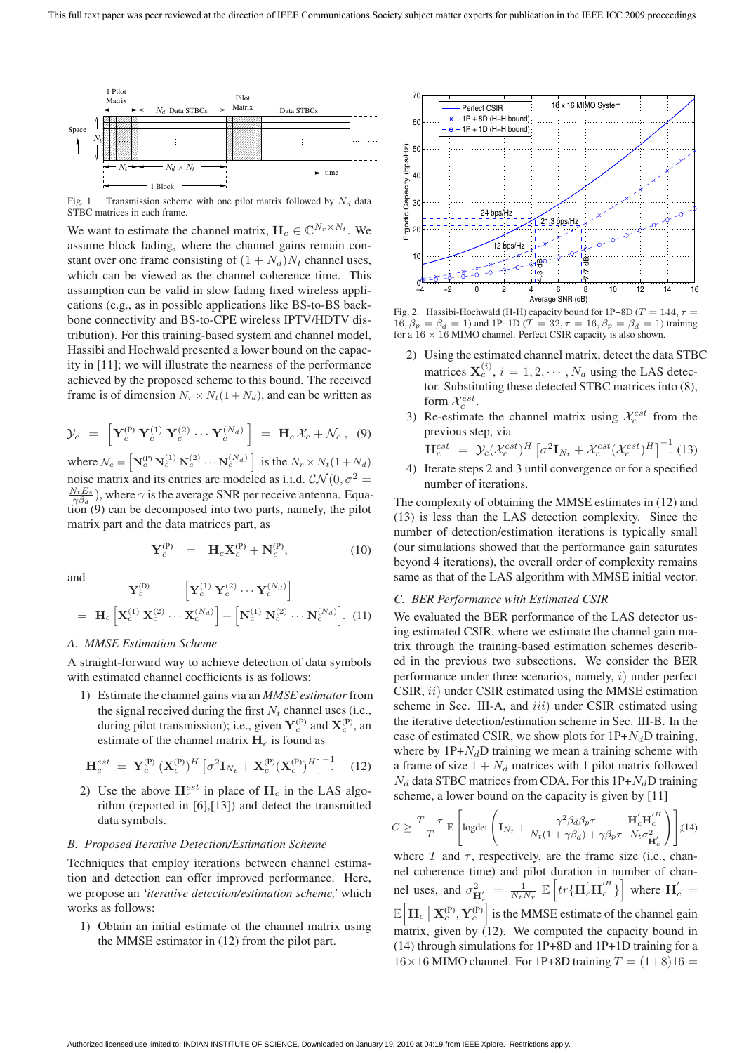1 Pilot Matrix

$N_d$ Data STBCs

Pilot Matrix

Data STBCs

Space

$N_t$

$N_t$

$N_d \times N_t$

time

1 Block

Fig. 1. Transmission scheme with one pilot matrix followed by $N_d$ data STBC matrices in each frame.

We want to estimate the channel matrix, $\mathbf{H}_c \in \mathbb{C}^{N_r \times N_t}$. We assume block fading, where the channel gains remain constant over one frame consisting of $(1+N_d)N_t$ channel uses, which can be viewed as the channel coherence time. This assumption can be valid in slow fading fixed wireless applications (e.g., as in possible applications like BS-to-BS backbone connectivity and BS-to-CPE wireless IPTV/HDTV distribution). For this training-based system and channel model, Hassibi and Hochwald presented a lower bound on the capacity in [11]; we will illustrate the nearness of the performance achieved by the proposed scheme to this bound. The received frame is of dimension $N_r \times N_t(1+N_d)$, and can be written as

$$\mathcal{Y}_c \;=\; \left[\mathbf{Y}_c^{(\mathrm{P})}\,\mathbf{Y}_c^{(1)}\,\mathbf{Y}_c^{(2)}\cdots\mathbf{Y}_c^{(N_d)}\right] \;=\; \mathbf{H}_c\mathcal{X}_c + \mathcal{N}_c\,, \quad (9)$$

where $\mathcal{N}_c = \left[\mathbf{N}_c^{(\mathrm{P})}\,\mathbf{N}_c^{(1)}\,\mathbf{N}_c^{(2)}\cdots\mathbf{N}_c^{(N_d)}\right]$ is the $N_r \times N_t(1+N_d)$ noise matrix and its entries are modeled as i.i.d. $\mathcal{CN}(0,\sigma^2 = \frac{N_t E_s}{\gamma \beta_d})$, where $\gamma$ is the average SNR per receive antenna. Equation (9) can be decomposed into two parts, namely, the pilot matrix part and the data matrices part, as

$$\mathbf{Y}_c^{(\mathrm{P})} \;=\; \mathbf{H}_c\mathbf{X}_c^{(\mathrm{P})} + \mathbf{N}_c^{(\mathrm{P})}, \quad (10)$$

and

$$\mathbf{Y}_c^{(\mathrm{D})} \;=\; \left[\mathbf{Y}_c^{(1)}\,\mathbf{Y}_c^{(2)}\cdots\mathbf{Y}_c^{(N_d)}\right]$$
$$=\; \mathbf{H}_c\left[\mathbf{X}_c^{(1)}\,\mathbf{X}_c^{(2)}\cdots\mathbf{X}_c^{(N_d)}\right] + \left[\mathbf{N}_c^{(1)}\,\mathbf{N}_c^{(2)}\cdots\mathbf{N}_c^{(N_d)}\right]. \quad (11)$$

### A. MMSE Estimation Scheme

A straight-forward way to achieve detection of data symbols with estimated channel coefficients is as follows:

1) Estimate the channel gains via an *MMSE estimator* from the signal received during the first $N_t$ channel uses (i.e., during pilot transmission); i.e., given $\mathbf{Y}_c^{(\mathrm{P})}$ and $\mathbf{X}_c^{(\mathrm{P})}$, an estimate of the channel matrix $\mathbf{H}_c$ is found as

$$\mathbf{H}_c^{est} \;=\; \mathbf{Y}_c^{(\mathrm{P})}\,(\mathbf{X}_c^{(\mathrm{P})})^H\left[\sigma^2\mathbf{I}_{N_t} + \mathbf{X}_c^{(\mathrm{P})}(\mathbf{X}_c^{(\mathrm{P})})^H\right]^{-1}. \quad (12)$$

2) Use the above $\mathbf{H}_c^{est}$ in place of $\mathbf{H}_c$ in the LAS algorithm (reported in [6],[13]) and detect the transmitted data symbols.

### B. Proposed Iterative Detection/Estimation Scheme

Techniques that employ iterations between channel estimation and detection can offer improved performance. Here, we propose an *'iterative detection/estimation scheme,'* which works as follows:

1) Obtain an initial estimate of the channel matrix using the MMSE estimator in (12) from the pilot part.

70

60

50

40

30

20

10

0

−4 −2 0 2 4 6 8 10 12 14 16

Ergodic Capacity (bps/Hz)

Average SNR (dB)

Perfect CSIR

1P + 8D (H–H bound)

1P + 1D (H–H bound)

16 x 16 MIMO System

24 bps/Hz

21.3 bps/Hz

12 bps/Hz

4.3 dB

7.7 dB

Fig. 2. Hassibi-Hochwald (H-H) capacity bound for 1P+8D ($T = 144, \tau = 16, \beta_p = \beta_d = 1$) and 1P+1D ($T = 32, \tau = 16, \beta_p = \beta_d = 1$) training for a $16 \times 16$ MIMO channel. Perfect CSIR capacity is also shown.

2) Using the estimated channel matrix, detect the data STBC matrices $\mathbf{X}_c^{(i)}$, $i = 1, 2, \cdots, N_d$ using the LAS detector. Substituting these detected STBC matrices into (8), form $\mathcal{X}_c^{est}$.

3) Re-estimate the channel matrix using $\mathcal{X}_c^{est}$ from the previous step, via

$$\mathbf{H}_c^{est} \;=\; \mathcal{Y}_c(\mathcal{X}_c^{est})^H\left[\sigma^2\mathbf{I}_{N_t} + \mathcal{X}_c^{est}(\mathcal{X}_c^{est})^H\right]^{-1}. \quad (13)$$

4) Iterate steps 2 and 3 until convergence or for a specified number of iterations.

The complexity of obtaining the MMSE estimates in (12) and (13) is less than the LAS detection complexity. Since the number of detection/estimation iterations is typically small (our simulations showed that the performance gain saturates beyond 4 iterations), the overall order of complexity remains same as that of the LAS algorithm with MMSE initial vector.

### C. BER Performance with Estimated CSIR

We evaluated the BER performance of the LAS detector using estimated CSIR, where we estimate the channel gain matrix through the training-based estimation schemes described in the previous two subsections. We consider the BER performance under three scenarios, namely, $i)$ under perfect CSIR, $ii)$ under CSIR estimated using the MMSE estimation scheme in Sec. III-A, and $iii)$ under CSIR estimated using the iterative detection/estimation scheme in Sec. III-B. In the case of estimated CSIR, we show plots for 1P+$N_d$D training, where by 1P+$N_d$D training we mean a training scheme with a frame of size $1 + N_d$ matrices with 1 pilot matrix followed $N_d$ data STBC matrices from CDA. For this 1P+$N_d$D training scheme, a lower bound on the capacity is given by [11]

$$C \geq \frac{T-\tau}{T}\,\mathbb{E}\left[\mathrm{logdet}\left(\mathbf{I}_{N_t} + \frac{\gamma^2\beta_d\beta_p\tau}{N_t(1+\gamma\beta_d)+\gamma\beta_p\tau}\,\frac{\mathbf{H}_c^{'}\mathbf{H}_c^{'H}}{N_t\sigma^2_{\mathbf{H}_c^{'}}}\right)\right], (14)$$

where $T$ and $\tau$, respectively, are the frame size (i.e., channel coherence time) and pilot duration in number of channel uses, and $\sigma^2_{\mathbf{H}_c^{'}} = \frac{1}{N_tN_r}\,\mathbb{E}\left[tr\{\mathbf{H}_c^{'}\mathbf{H}_c^{'H}\}\right]$ where $\mathbf{H}_c^{'} = \mathbb{E}\left[\mathbf{H}_c \,\middle|\, \mathbf{X}_c^{(\mathrm{P})}, \mathbf{Y}_c^{(\mathrm{P})}\right]$ is the MMSE estimate of the channel gain matrix, given by (12). We computed the capacity bound in (14) through simulations for 1P+8D and 1P+1D training for a $16\times16$ MIMO channel. For 1P+8D training $T = (1+8)16 =$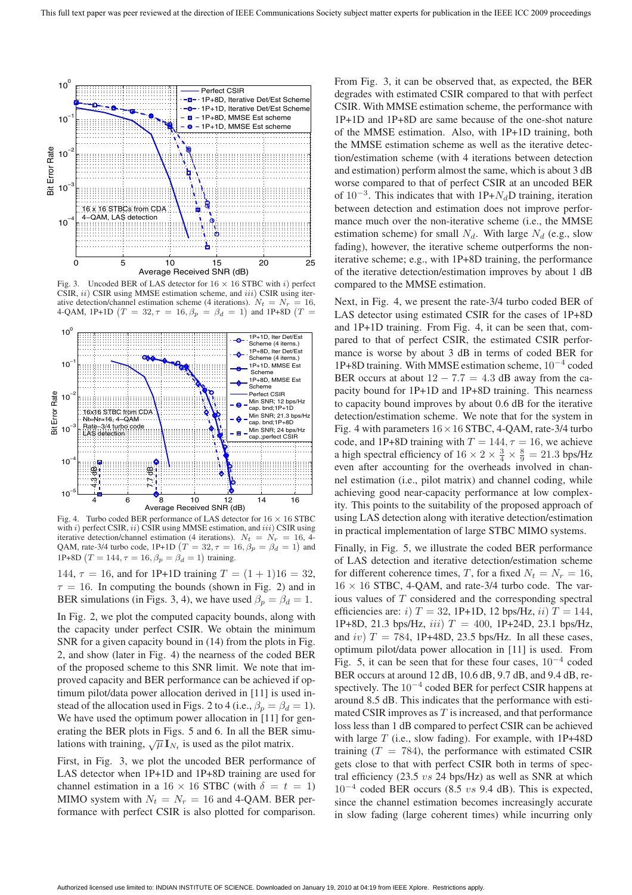10^0
10^-1
10^-2
10^-3
10^-4
Bit Error Rate
0 5 10 15 20 25
Average Received SNR (dB)
Perfect CSIR
1P+8D, Iterative Det/Est Scheme
1P+1D, Iterative Det/Est Scheme
1P+8D, MMSE Est scheme
1P+1D, MMSE Est scheme
16 x 16 STBCs from CDA
4−QAM, LAS detection

Fig. 3. Uncoded BER of LAS detector for $16 \times 16$ STBC with $i$) perfect CSIR, $ii$) CSIR using MMSE estimation scheme, and $iii$) CSIR using iterative detection/channel estimation scheme (4 iterations). $N_t = N_r = 16$, 4-QAM, 1P+1D ($T = 32, \tau = 16, \beta_p = \beta_d = 1$) and 1P+8D ($T =$

10^0
10^-1
10^-2
10^-3
10^-4
10^-5
Bit Error Rate
4 6 8 10 12 14 16
Average Received SNR (dB)
1P+1D, Iter Det/Est Scheme (4 iterns.)
1P+8D, Iter Det/Est Scheme (4 iterns.)
1P+1D, MMSE Est Scheme
1P+8D, MMSE Est Scheme
Perfect CSIR
Min SNR; 12 bps/Hz cap. bnd;1P+1D
Min SNR; 21.3 bps/Hz cap. bnd;1P+8D
Min SNR; 24 bps/Hz cap.;perfect CSIR
16x16 STBC from CDA
Nt=Nr=16, 4−QAM
Rate−3/4 turbo code
LAS detection
4.3 dB
7.7 dB

Fig. 4. Turbo coded BER performance of LAS detector for $16 \times 16$ STBC with $i$) perfect CSIR, $ii$) CSIR using MMSE estimation, and $iii$) CSIR using iterative detection/channel estimation (4 iterations). $N_t = N_r = 16$, 4-QAM, rate-3/4 turbo code, 1P+1D ($T = 32, \tau = 16, \beta_p = \beta_d = 1$) and 1P+8D ($T = 144, \tau = 16, \beta_p = \beta_d = 1$) training.

144, $\tau = 16$, and for 1P+1D training $T = (1 + 1)16 = 32$, $\tau = 16$. In computing the bounds (shown in Fig. 2) and in BER simulations (in Figs. 3, 4), we have used $\beta_p = \beta_d = 1$.

In Fig. 2, we plot the computed capacity bounds, along with the capacity under perfect CSIR. We obtain the minimum SNR for a given capacity bound in (14) from the plots in Fig. 2, and show (later in Fig. 4) the nearness of the coded BER of the proposed scheme to this SNR limit. We note that improved capacity and BER performance can be achieved if optimum pilot/data power allocation derived in [11] is used instead of the allocation used in Figs. 2 to 4 (i.e., $\beta_p = \beta_d = 1$). We have used the optimum power allocation in [11] for generating the BER plots in Figs. 5 and 6. In all the BER simulations with training, $\sqrt{\mu}\,\mathbf{I}_{N_t}$ is used as the pilot matrix.

First, in Fig. 3, we plot the uncoded BER performance of LAS detector when 1P+1D and 1P+8D training are used for channel estimation in a $16 \times 16$ STBC (with $\delta = t = 1$) MIMO system with $N_t = N_r = 16$ and 4-QAM. BER performance with perfect CSIR is also plotted for comparison.

From Fig. 3, it can be observed that, as expected, the BER degrades with estimated CSIR compared to that with perfect CSIR. With MMSE estimation scheme, the performance with 1P+1D and 1P+8D are same because of the one-shot nature of the MMSE estimation. Also, with 1P+1D training, both the MMSE estimation scheme as well as the iterative detection/estimation scheme (with 4 iterations between detection and estimation) perform almost the same, which is about 3 dB worse compared to that of perfect CSIR at an uncoded BER of $10^{-3}$. This indicates that with 1P+$N_d$D training, iteration between detection and estimation does not improve performance much over the non-iterative scheme (i.e., the MMSE estimation scheme) for small $N_d$. With large $N_d$ (e.g., slow fading), however, the iterative scheme outperforms the non-iterative scheme; e.g., with 1P+8D training, the performance of the iterative detection/estimation improves by about 1 dB compared to the MMSE estimation.

Next, in Fig. 4, we present the rate-3/4 turbo coded BER of LAS detector using estimated CSIR for the cases of 1P+8D and 1P+1D training. From Fig. 4, it can be seen that, compared to that of perfect CSIR, the estimated CSIR performance is worse by about 3 dB in terms of coded BER for 1P+8D training. With MMSE estimation scheme, $10^{-4}$ coded BER occurs at about $12 - 7.7 = 4.3$ dB away from the capacity bound for 1P+1D and 1P+8D training. This nearness to capacity bound improves by about 0.6 dB for the iterative detection/estimation scheme. We note that for the system in Fig. 4 with parameters $16 \times 16$ STBC, 4-QAM, rate-3/4 turbo code, and 1P+8D training with $T = 144, \tau = 16$, we achieve a high spectral efficiency of $16 \times 2 \times \frac{3}{4} \times \frac{8}{9} = 21.3$ bps/Hz even after accounting for the overheads involved in channel estimation (i.e., pilot matrix) and channel coding, while achieving good near-capacity performance at low complexity. This points to the suitability of the proposed approach of using LAS detection along with iterative detection/estimation in practical implementation of large STBC MIMO systems.

Finally, in Fig. 5, we illustrate the coded BER performance of LAS detection and iterative detection/estimation scheme for different coherence times, $T$, for a fixed $N_t = N_r = 16$, $16 \times 16$ STBC, 4-QAM, and rate-3/4 turbo code. The various values of $T$ considered and the corresponding spectral efficiencies are: $i$) $T = 32$, 1P+1D, 12 bps/Hz, $ii$) $T = 144$, 1P+8D, 21.3 bps/Hz, $iii$) $T = 400$, 1P+24D, 23.1 bps/Hz, and $iv$) $T = 784$, 1P+48D, 23.5 bps/Hz. In all these cases, optimum pilot/data power allocation in [11] is used. From Fig. 5, it can be seen that for these four cases, $10^{-4}$ coded BER occurs at around 12 dB, 10.6 dB, 9.7 dB, and 9.4 dB, respectively. The $10^{-4}$ coded BER for perfect CSIR happens at around 8.5 dB. This indicates that the performance with estimated CSIR improves as $T$ is increased, and that performance loss less than 1 dB compared to perfect CSIR can be achieved with large $T$ (i.e., slow fading). For example, with 1P+48D training ($T = 784$), the performance with estimated CSIR gets close to that with perfect CSIR both in terms of spectral efficiency (23.5 $vs$ 24 bps/Hz) as well as SNR at which $10^{-4}$ coded BER occurs (8.5 $vs$ 9.4 dB). This is expected, since the channel estimation becomes increasingly accurate in slow fading (large coherent times) while incurring only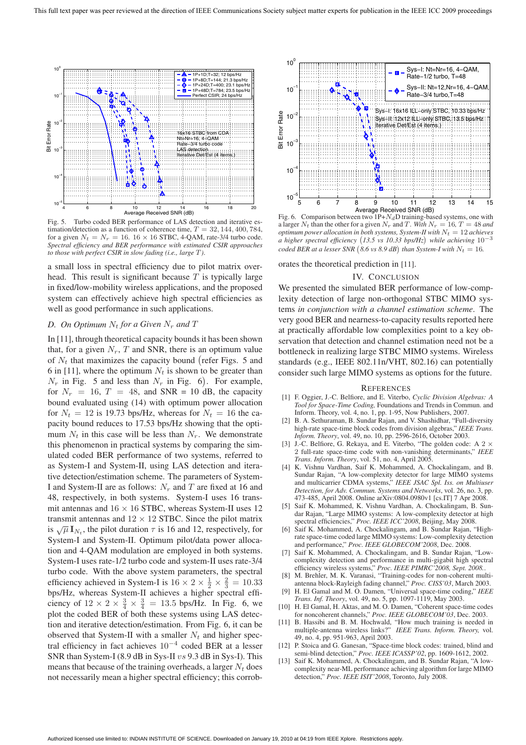Bit Error Rate

Average Received SNR (dB)

1P+1D;T=32; 12 bps/Hz
1P+8D;T=144; 21.3 bps/Hz
1P+24D;T=400; 23.1 bps/Hz
1P+48D;T=784; 23.5 bps/Hz
Perfect CSIR; 24 bps/Hz

16x16 STBC from CDA
Nt=Nr=16, 4–QAM
Rate–3/4 turbo code
LAS detection
Iterative Det/Est (4 iters.)

Fig. 5. Turbo coded BER performance of LAS detection and iterative estimation/detection as a function of coherence time, $T = 32, 144, 400, 784$, for a given $N_t = N_r = 16$. $16 \times 16$ STBC, 4-QAM, rate-3/4 turbo code. *Spectral efficiency and BER performance with estimated CSIR approaches to those with perfect CSIR in slow fading (i.e., large $T$).*

a small loss in spectral efficiency due to pilot matrix overhead. This result is significant because $T$ is typically large in fixed/low-mobility wireless applications, and the proposed system can effectively achieve high spectral efficiencies as well as good performance in such applications.

### *D. On Optimum $N_t$ for a Given $N_r$ and $T$*

In [11], through theoretical capacity bounds it has been shown that, for a given $N_r$, $T$ and SNR, there is an optimum value of $N_t$ that maximizes the capacity bound (refer Figs. 5 and 6 in [11], where the optimum $N_t$ is shown to be greater than $N_r$ in Fig. 5 and less than $N_r$ in Fig. 6). For example, for $N_r = 16$, $T = 48$, and SNR = 10 dB, the capacity bound evaluated using (14) with optimum power allocation for $N_t = 12$ is 19.73 bps/Hz, whereas for $N_t = 16$ the capacity bound reduces to 17.53 bps/Hz showing that the optimum $N_t$ in this case will be less than $N_r$. We demonstrate this phenomenon in practical systems by comparing the simulated coded BER performance of two systems, referred to as System-I and System-II, using LAS detection and iterative detection/estimation scheme. The parameters of System-I and System-II are as follows: $N_r$ and $T$ are fixed at 16 and 48, respectively, in both systems. System-I uses 16 transmit antennas and $16 \times 16$ STBC, whereas System-II uses 12 transmit antennas and $12 \times 12$ STBC. Since the pilot matrix is $\sqrt{\mu}\,\mathbf{I}_{N_t}$, the pilot duration $\tau$ is 16 and 12, respectively, for System-I and System-II. Optimum pilot/data power allocation and 4-QAM modulation are employed in both systems. System-I uses rate-1/2 turbo code and system-II uses rate-3/4 turbo code. With the above system parameters, the spectral efficiency achieved in System-I is $16 \times 2 \times \frac{1}{2} \times \frac{2}{3} = 10.33$ bps/Hz, whereas System-II achieves a higher spectral efficiency of $12 \times 2 \times \frac{3}{4} \times \frac{3}{4} = 13.5$ bps/Hz. In Fig. 6, we plot the coded BER of both these systems using LAS detection and iterative detection/estimation. From Fig. 6, it can be observed that System-II with a smaller $N_t$ and higher spectral efficiency in fact achieves $10^{-4}$ coded BER at a lesser SNR than System-I (8.9 dB in Sys-II *vs* 9.3 dB in Sys-I). This means that because of the training overheads, a larger $N_t$ does not necessarily mean a higher spectral efficiency; this corroborates the theoretical prediction in [11].

Bit Error Rate

Average Received SNR (dB)

Sys–I: Nt=Nr=16, 4–QAM, Rate–1/2 turbo, T=48
Sys–II: Nt=12,Nr=16, 4–QAM, Rate–3/4 turbo,T=48

Sys–I: 16x16 ILL–only STBC, 10.33 bps/Hz
Sys–II: 12x12 ILL–only STBC, 13.5 bps/Hz
Iterative Det/Est (4 iters.)

Fig. 6. Comparison between two $1P{+}N_dD$ training-based systems, one with a larger $N_t$ than the other for a given $N_r$ and $T$. *With $N_r = 16$, $T = 48$ and optimum power allocation in both systems, System-II with $N_t = 12$ achieves a higher spectral efficiency (13.5 vs 10.33 bps/Hz) while achieving $10^{-3}$ coded BER at a lesser SNR (8.6 vs 8.9 dB) than System-I with $N_t = 16$.*

## IV. Conclusion

We presented the simulated BER performance of low-complexity detection of large non-orthogonal STBC MIMO systems *in conjunction with a channel estimation scheme*. The very good BER and nearness-to-capacity results reported here at practically affordable low complexities point to a key observation that detection and channel estimation need not be a bottleneck in realizing large STBC MIMO systems. Wireless standards (e.g., IEEE 802.11n/VHT, 802.16) can potentially consider such large MIMO systems as options for the future.

## References

[1] F. Oggier, J.-C. Belfiore, and E. Viterbo, *Cyclic Division Algebras: A Tool for Space-Time Coding,* Foundations and Trends in Commun. and Inform. Theory, vol. 4, no. 1, pp. 1-95, Now Publishers, 2007.

[2] B. A. Sethuraman, B. Sundar Rajan, and V. Shashidhar, "Full-diversity high-rate space-time block codes from division algebras," *IEEE Trans. Inform. Theory*, vol. 49, no. 10, pp. 2596-2616, October 2003.

[3] J.-C. Belfiore, G. Rekaya, and E. Viterbo, "The golden code: A 2 × 2 full-rate space-time code with non-vanishing determinants," *IEEE Trans. Inform. Theory*, vol. 51, no. 4, April 2005.

[4] K. Vishnu Vardhan, Saif K. Mohammed, A. Chockalingam, and B. Sundar Rajan, "A low-complexity detector for large MIMO systems and multicarrier CDMA systems," *IEEE JSAC Spl. Iss. on Multiuser Detection, for Adv. Commun. Systems and Networks*, vol. 26, no. 3, pp. 473-485, April 2008. Online arXiv:0804.0980v1 [cs.IT] 7 Apr 2008.

[5] Saif K. Mohammed, K. Vishnu Vardhan, A. Chockalingam, B. Sundar Rajan, "Large MIMO systems: A low-complexity detector at high spectral efficiencies," *Proc. IEEE ICC'2008*, Beijing, May 2008.

[6] Saif K. Mohammed, A. Chockalingam, and B. Sundar Rajan, "High-rate space-time coded large MIMO systems: Low-complexity detection and performance," *Proc. IEEE GLOBECOM'2008*, Dec. 2008.

[7] Saif K. Mohammed, A. Chockalingam, and B. Sundar Rajan, "Low-complexity detection and performance in multi-gigabit high spectral efficiency wireless systems," *Proc. IEEE PIMRC'2008, Sept. 2008.*.

[8] M. Brehler, M. K. Varanasi, "Training-codes for non-coherent multi-antenna block-Rayleigh fading channel," *Proc. CISS'03*, March 2003.

[9] H. El Gamal and M. O. Damen, "Universal space-time coding," *IEEE Trans. Inf. Theory*, vol. 49, no. 5, pp. 1097-1119, May 2003.

[10] H. El Gamal, H. Aktas, and M. O. Damen, "Coherent space-time codes for noncoherent channels," *Proc. IEEE GLOBECOM'03*, Dec. 2003.

[11] B. Hassibi and B. M. Hochwald, "How much training is needed in multiple-antenna wireless links?" *IEEE Trans. Inform. Theory,* vol. 49, no. 4, pp. 951-963, April 2003.

[12] P. Stoica and G. Ganesan, "Space-time block codes: trained, blind and semi-blind detection," *Proc. IEEE ICASSP'02*, pp. 1609-1612, 2002.

[13] Saif K. Mohammed, A. Chockalingam, and B. Sundar Rajan, "A low-complexity near-ML performance achieving algorithm for large MIMO detection," *Proc. IEEE ISIT'2008*, Toronto, July 2008.